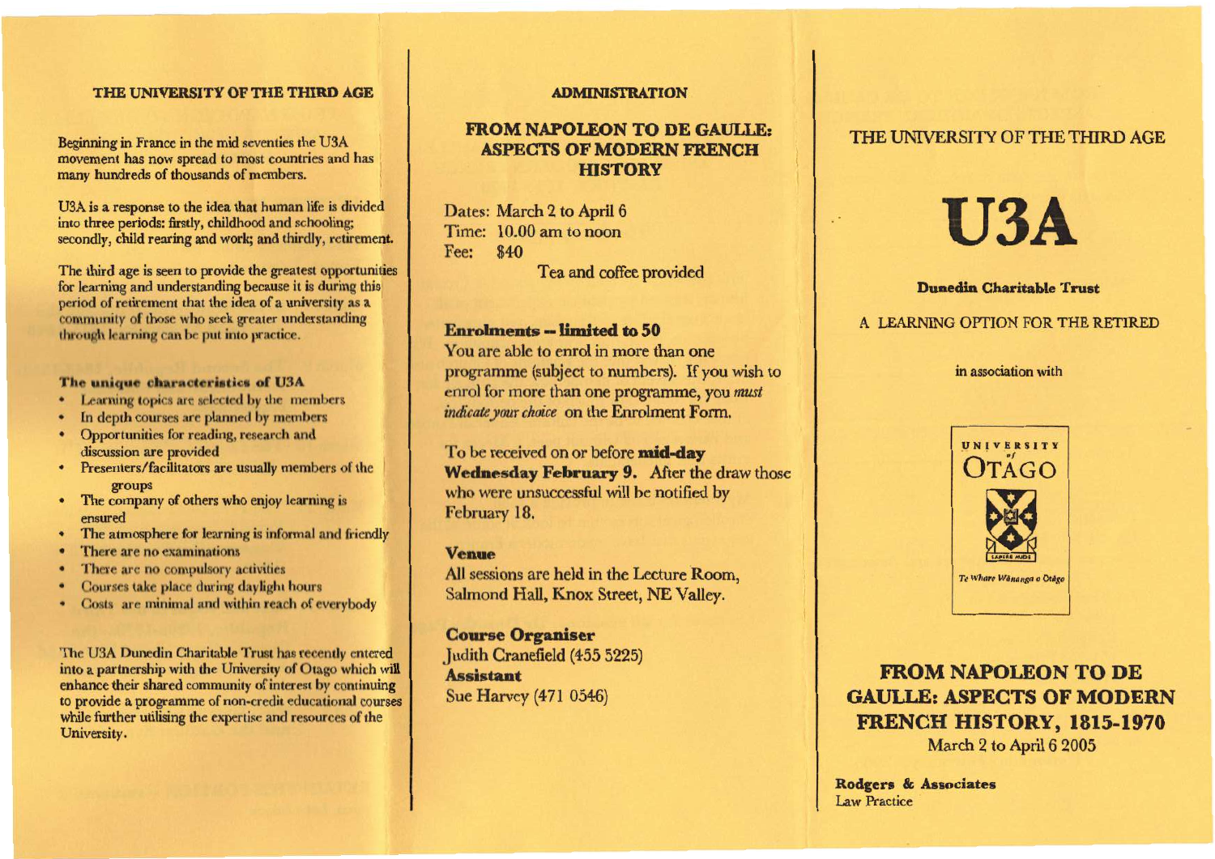## THE UNIVERSITY OF THE THIRD AGE

Beginning in France in the mid seventies the U3A movement has now spread to most countries and has many hundreds of thousands of members.

U3A is a response to the idea that human life is divided into three periods: firstly, childhood and schooling; secondly, child rearing and work; and thirdly, retirement.

The third age is seen to provide the greatest opportunities for learning and understanding because it is during this period of retirement that the idea of a university as a community of those who seek greater understanding through learning can be put into practice.

### The unique characteristics of U3A

- Learning topics are selected by the members
- In depth courses are planned by members
- Opportunities for reading, research and discussion are provided
- Presenters/facilitators are usually members of the groups
- The company of others who enjoy learning is ensured
- The atmosphere for learning is informal and friendly
- There are no examinations
- There are no compulsory activities
- Courses take place during daylight hours
- Costs are minimal and within reach of everybody

The U3A Dunedin Charitable Trust has recently entered into a partnership with the University of Otago which will enhance their shared community of interest by continuing to provide a programme of non-credit educational courses while further utilising the expertise and resources of the University.

## ADMINISTRATION

### FROM NAPOLEON TO DE GAULLE: ASPECTS OF MODERN FRENCH HISTORY

Dates: March 2 to April 6
Time: 10.00 am to noon
Fee: $40

Tea and coffee provided

**Enrolments – limited to 50**

You are able to enrol in more than one programme (subject to numbers). If you wish to enrol for more than one programme, you *must indicate your choice* on the Enrolment Form.

To be received on or before **mid-day Wednesday February 9.** After the draw those who were unsuccessful will be notified by February 18.

**Venue**

All sessions are held in the Lecture Room, Salmond Hall, Knox Street, NE Valley.

**Course Organiser**
Judith Cranefield (455 5225)
**Assistant**
Sue Harvey (471 0546)

THE UNIVERSITY OF THE THIRD AGE

# U3A

**Dunedin Charitable Trust**

A LEARNING OPTION FOR THE RETIRED

in association with

UNIVERSITY of OTAGO

SAPERE AUDE

Te Whare Wānanga o Otāgo

## FROM NAPOLEON TO DE GAULLE: ASPECTS OF MODERN FRENCH HISTORY, 1815-1970

March 2 to April 6 2005

**Rodgers & Associates**
Law Practice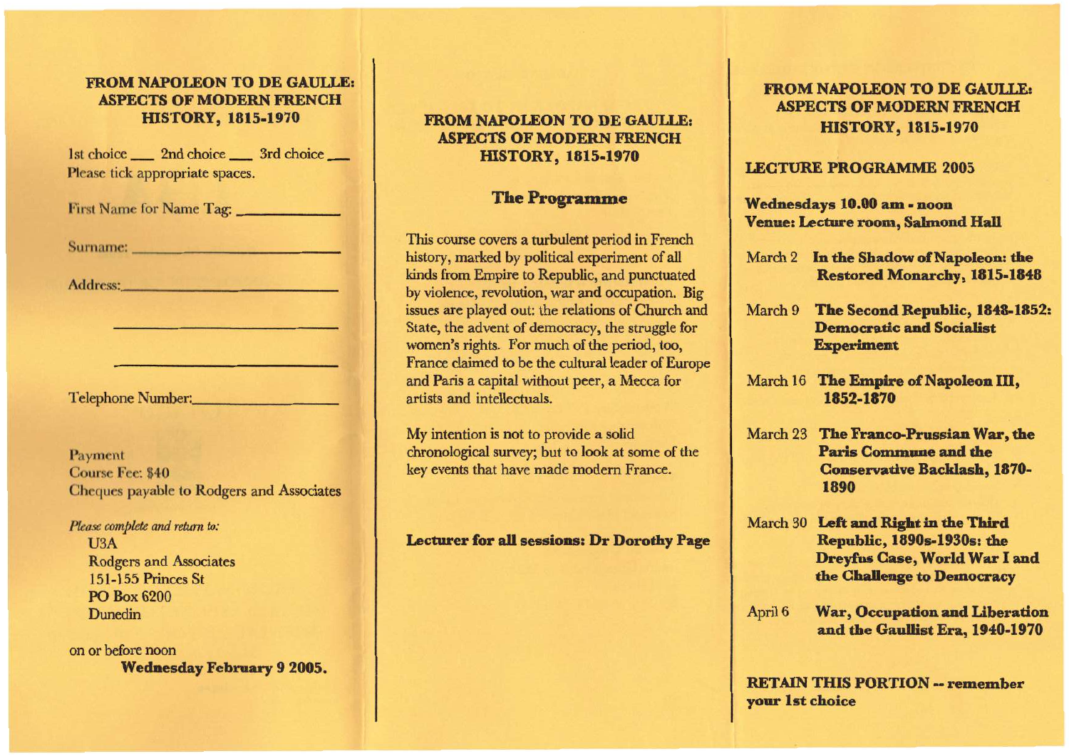## FROM NAPOLEON TO DE GAULLE: ASPECTS OF MODERN FRENCH HISTORY, 1815-1970

1st choice ___ 2nd choice ___ 3rd choice ___
Please tick appropriate spaces.

First Name for Name Tag: ___________

Surname: ___________

Address: ___________

___________

___________

Telephone Number: ___________

Payment
Course Fee: $40
Cheques payable to Rodgers and Associates

*Please complete and return to:*
U3A
Rodgers and Associates
151-155 Princes St
PO Box 6200
Dunedin

on or before noon
**Wednesday February 9 2005.**

## FROM NAPOLEON TO DE GAULLE: ASPECTS OF MODERN FRENCH HISTORY, 1815-1970

### The Programme

This course covers a turbulent period in French history, marked by political experiment of all kinds from Empire to Republic, and punctuated by violence, revolution, war and occupation. Big issues are played out: the relations of Church and State, the advent of democracy, the struggle for women's rights. For much of the period, too, France claimed to be the cultural leader of Europe and Paris a capital without peer, a Mecca for artists and intellectuals.

My intention is not to provide a solid chronological survey; but to look at some of the key events that have made modern France.

**Lecturer for all sessions: Dr Dorothy Page**

## FROM NAPOLEON TO DE GAULLE: ASPECTS OF MODERN FRENCH HISTORY, 1815-1970

### LECTURE PROGRAMME 2005

**Wednesdays 10.00 am - noon**
**Venue: Lecture room, Salmond Hall**

- March 2 **In the Shadow of Napoleon: the Restored Monarchy, 1815-1848**
- March 9 **The Second Republic, 1848-1852: Democratic and Socialist Experiment**
- March 16 **The Empire of Napoleon III, 1852-1870**
- March 23 **The Franco-Prussian War, the Paris Commune and the Conservative Backlash, 1870-1890**
- March 30 **Left and Right in the Third Republic, 1890s-1930s: the Dreyfus Case, World War I and the Challenge to Democracy**
- April 6 **War, Occupation and Liberation and the Gaullist Era, 1940-1970**

**RETAIN THIS PORTION -- remember your 1st choice**